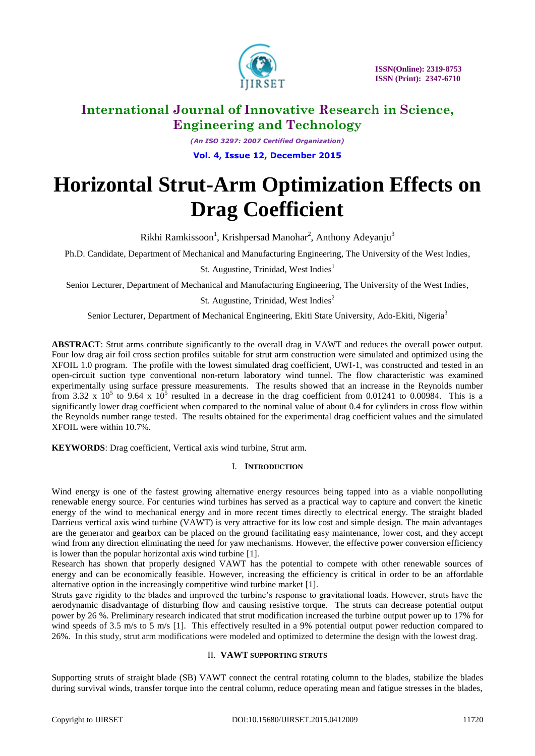# International Journal of Innovative Research in Science, Engineering and Technology

*(An ISO 3297: 2007 Certified Organization)*

**Vol. 4, Issue 12, December 2015**

# Horizontal Strut-Arm Optimization Effects on Drag Coefficient

Rikhi Ramkissoon[1], Krishpersad Manohar[2], Anthony Adeyanju[3]

Ph.D. Candidate, Department of Mechanical and Manufacturing Engineering, The University of the West Indies, St. Augustine, Trinidad, West Indies[1]

Senior Lecturer, Department of Mechanical and Manufacturing Engineering, The University of the West Indies, St. Augustine, Trinidad, West Indies[2]

Senior Lecturer, Department of Mechanical Engineering, Ekiti State University, Ado-Ekiti, Nigeria[3]

**ABSTRACT**: Strut arms contribute significantly to the overall drag in VAWT and reduces the overall power output. Four low drag air foil cross section profiles suitable for strut arm construction were simulated and optimized using the XFOIL 1.0 program. The profile with the lowest simulated drag coefficient, UWI-1, was constructed and tested in an open-circuit suction type conventional non-return laboratory wind tunnel. The flow characteristic was examined experimentally using surface pressure measurements. The results showed that an increase in the Reynolds number from $3.32 \times 10^5$ to $9.64 \times 10^5$ resulted in a decrease in the drag coefficient from 0.01241 to 0.00984. This is a significantly lower drag coefficient when compared to the nominal value of about 0.4 for cylinders in cross flow within the Reynolds number range tested. The results obtained for the experimental drag coefficient values and the simulated XFOIL were within 10.7%.

**KEYWORDS**: Drag coefficient, Vertical axis wind turbine, Strut arm.

## I. Introduction

Wind energy is one of the fastest growing alternative energy resources being tapped into as a viable nonpolluting renewable energy source. For centuries wind turbines has served as a practical way to capture and convert the kinetic energy of the wind to mechanical energy and in more recent times directly to electrical energy. The straight bladed Darrieus vertical axis wind turbine (VAWT) is very attractive for its low cost and simple design. The main advantages are the generator and gearbox can be placed on the ground facilitating easy maintenance, lower cost, and they accept wind from any direction eliminating the need for yaw mechanisms. However, the effective power conversion efficiency is lower than the popular horizontal axis wind turbine [1].

Research has shown that properly designed VAWT has the potential to compete with other renewable sources of energy and can be economically feasible. However, increasing the efficiency is critical in order to be an affordable alternative option in the increasingly competitive wind turbine market [1].

Struts gave rigidity to the blades and improved the turbine's response to gravitational loads. However, struts have the aerodynamic disadvantage of disturbing flow and causing resistive torque. The struts can decrease potential output power by 26 %. Preliminary research indicated that strut modification increased the turbine output power up to 17% for wind speeds of 3.5 m/s to 5 m/s [1]. This effectively resulted in a 9% potential output power reduction compared to 26%. In this study, strut arm modifications were modeled and optimized to determine the design with the lowest drag.

## II. VAWT Supporting Struts

Supporting struts of straight blade (SB) VAWT connect the central rotating column to the blades, stabilize the blades during survival winds, transfer torque into the central column, reduce operating mean and fatigue stresses in the blades,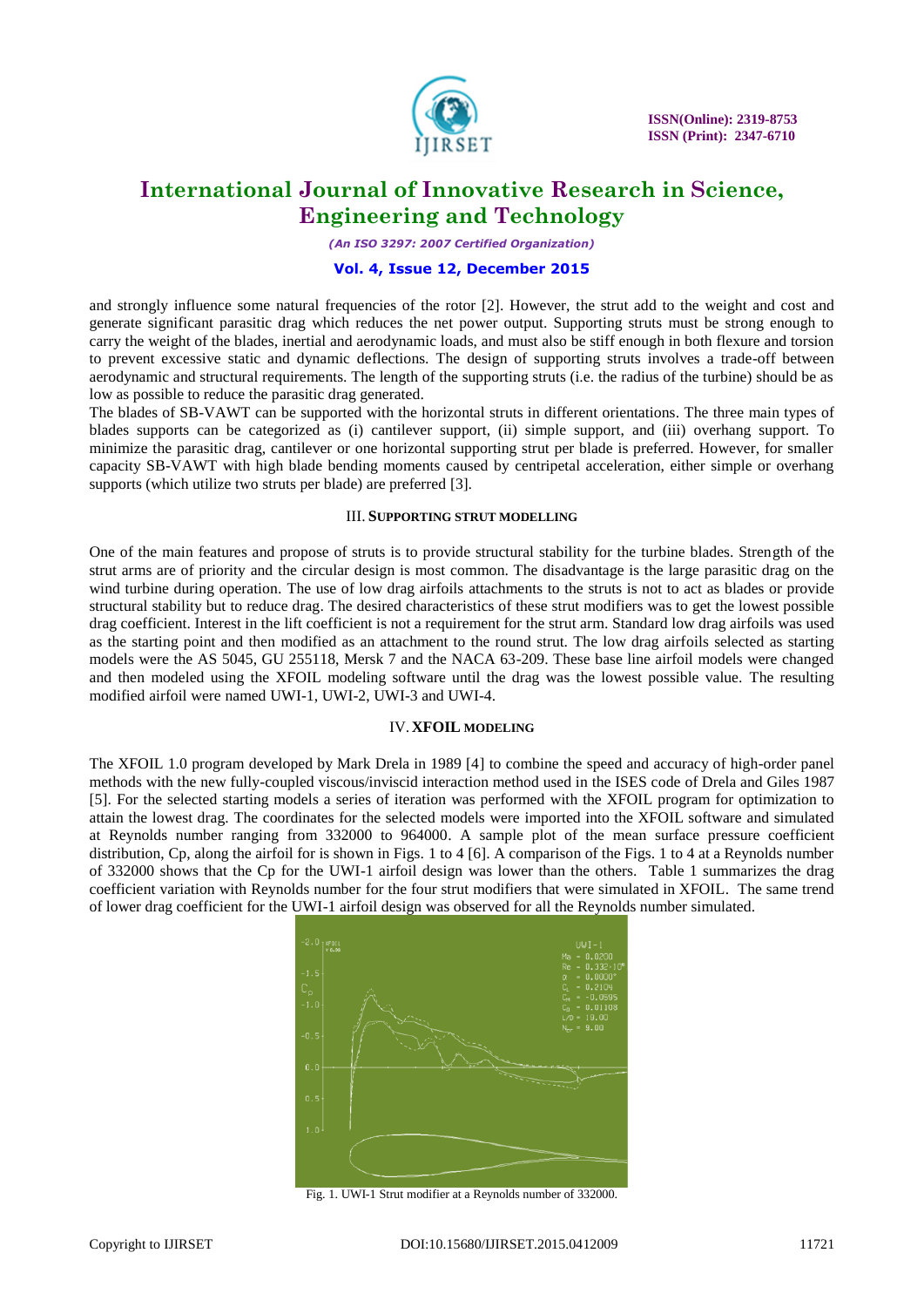and strongly influence some natural frequencies of the rotor [2]. However, the strut add to the weight and cost and generate significant parasitic drag which reduces the net power output. Supporting struts must be strong enough to carry the weight of the blades, inertial and aerodynamic loads, and must also be stiff enough in both flexure and torsion to prevent excessive static and dynamic deflections. The design of supporting struts involves a trade-off between aerodynamic and structural requirements. The length of the supporting struts (i.e. the radius of the turbine) should be as low as possible to reduce the parasitic drag generated.

The blades of SB-VAWT can be supported with the horizontal struts in different orientations. The three main types of blades supports can be categorized as (i) cantilever support, (ii) simple support, and (iii) overhang support. To minimize the parasitic drag, cantilever or one horizontal supporting strut per blade is preferred. However, for smaller capacity SB-VAWT with high blade bending moments caused by centripetal acceleration, either simple or overhang supports (which utilize two struts per blade) are preferred [3].

## III. SUPPORTING STRUT MODELLING

One of the main features and propose of struts is to provide structural stability for the turbine blades. Strength of the strut arms are of priority and the circular design is most common. The disadvantage is the large parasitic drag on the wind turbine during operation. The use of low drag airfoils attachments to the struts is not to act as blades or provide structural stability but to reduce drag. The desired characteristics of these strut modifiers was to get the lowest possible drag coefficient. Interest in the lift coefficient is not a requirement for the strut arm. Standard low drag airfoils was used as the starting point and then modified as an attachment to the round strut. The low drag airfoils selected as starting models were the AS 5045, GU 255118, Mersk 7 and the NACA 63-209. These base line airfoil models were changed and then modeled using the XFOIL modeling software until the drag was the lowest possible value. The resulting modified airfoil were named UWI-1, UWI-2, UWI-3 and UWI-4.

## IV. XFOIL MODELING

The XFOIL 1.0 program developed by Mark Drela in 1989 [4] to combine the speed and accuracy of high-order panel methods with the new fully-coupled viscous/inviscid interaction method used in the ISES code of Drela and Giles 1987 [5]. For the selected starting models a series of iteration was performed with the XFOIL program for optimization to attain the lowest drag. The coordinates for the selected models were imported into the XFOIL software and simulated at Reynolds number ranging from 332000 to 964000. A sample plot of the mean surface pressure coefficient distribution, Cp, along the airfoil for is shown in Figs. 1 to 4 [6]. A comparison of the Figs. 1 to 4 at a Reynolds number of 332000 shows that the Cp for the UWI-1 airfoil design was lower than the others. Table 1 summarizes the drag coefficient variation with Reynolds number for the four strut modifiers that were simulated in XFOIL. The same trend of lower drag coefficient for the UWI-1 airfoil design was observed for all the Reynolds number simulated.

Fig. 1. UWI-1 Strut modifier at a Reynolds number of 332000.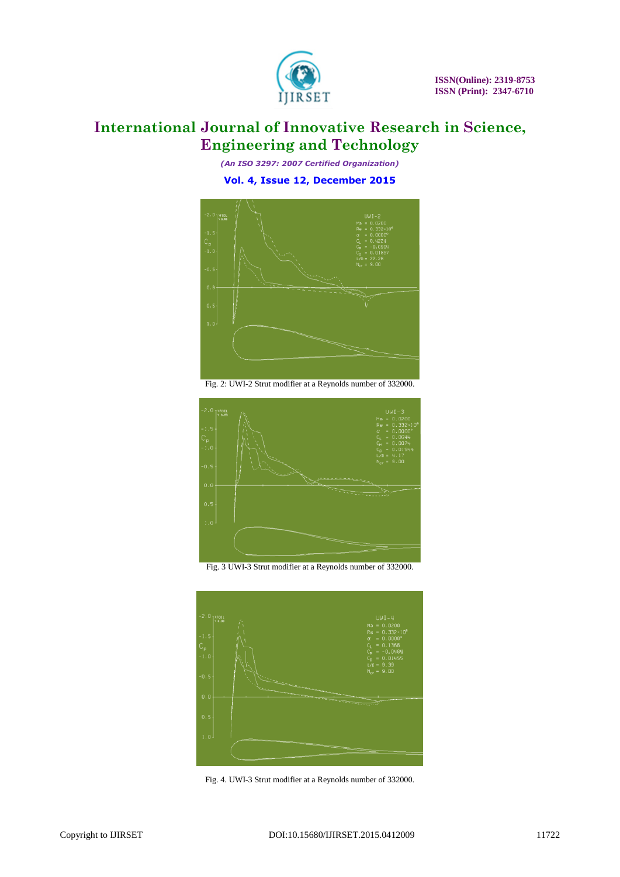Fig. 2: UWI-2 Strut modifier at a Reynolds number of 332000.

Fig. 3 UWI-3 Strut modifier at a Reynolds number of 332000.

Fig. 4. UWI-3 Strut modifier at a Reynolds number of 332000.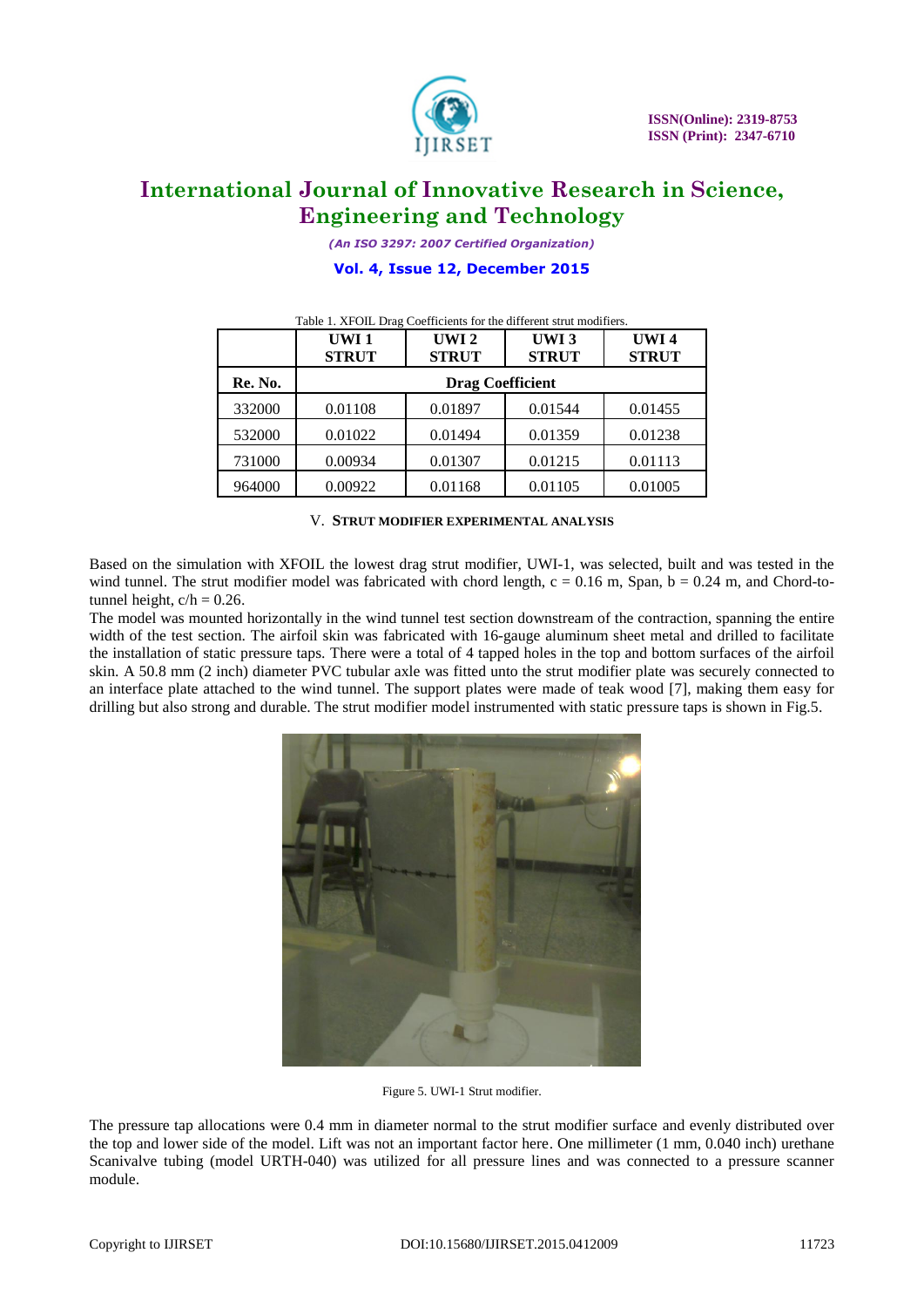Table 1. XFOIL Drag Coefficients for the different strut modifiers.

| | UWI 1 STRUT | UWI 2 STRUT | UWI 3 STRUT | UWI 4 STRUT |
|---|---|---|---|---|
| **Re. No.** | **Drag Coefficient** | | | |
| 332000 | 0.01108 | 0.01897 | 0.01544 | 0.01455 |
| 532000 | 0.01022 | 0.01494 | 0.01359 | 0.01238 |
| 731000 | 0.00934 | 0.01307 | 0.01215 | 0.01113 |
| 964000 | 0.00922 | 0.01168 | 0.01105 | 0.01005 |

## V. STRUT MODIFIER EXPERIMENTAL ANALYSIS

Based on the simulation with XFOIL the lowest drag strut modifier, UWI-1, was selected, built and was tested in the wind tunnel. The strut modifier model was fabricated with chord length, c = 0.16 m, Span, b = 0.24 m, and Chord-to-tunnel height, c/h = 0.26.

The model was mounted horizontally in the wind tunnel test section downstream of the contraction, spanning the entire width of the test section. The airfoil skin was fabricated with 16-gauge aluminum sheet metal and drilled to facilitate the installation of static pressure taps. There were a total of 4 tapped holes in the top and bottom surfaces of the airfoil skin. A 50.8 mm (2 inch) diameter PVC tubular axle was fitted unto the strut modifier plate was securely connected to an interface plate attached to the wind tunnel. The support plates were made of teak wood [7], making them easy for drilling but also strong and durable. The strut modifier model instrumented with static pressure taps is shown in Fig.5.

Figure 5. UWI-1 Strut modifier.

The pressure tap allocations were 0.4 mm in diameter normal to the strut modifier surface and evenly distributed over the top and lower side of the model. Lift was not an important factor here. One millimeter (1 mm, 0.040 inch) urethane Scanivalve tubing (model URTH-040) was utilized for all pressure lines and was connected to a pressure scanner module.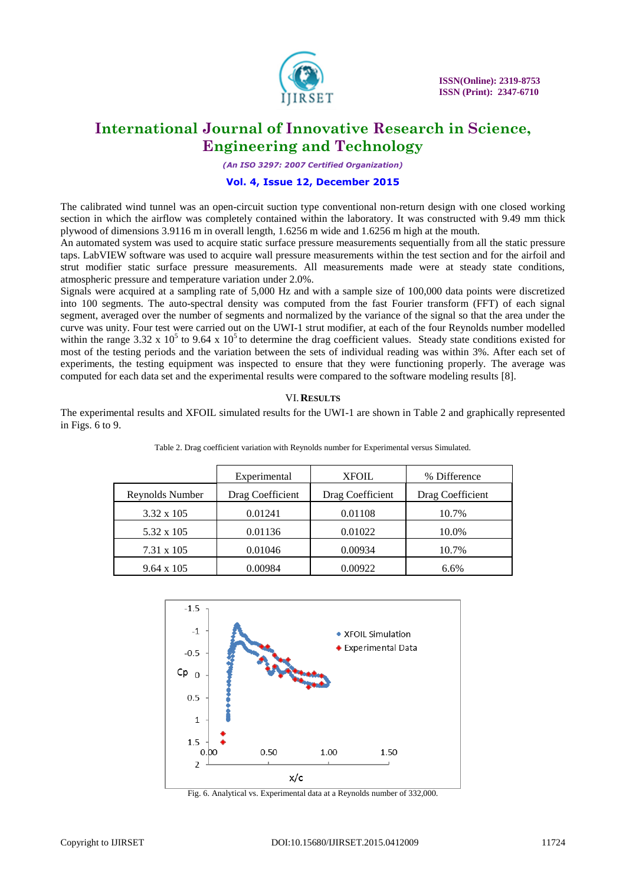The calibrated wind tunnel was an open-circuit suction type conventional non-return design with one closed working section in which the airflow was completely contained within the laboratory. It was constructed with 9.49 mm thick plywood of dimensions 3.9116 m in overall length, 1.6256 m wide and 1.6256 m high at the mouth.

An automated system was used to acquire static surface pressure measurements sequentially from all the static pressure taps. LabVIEW software was used to acquire wall pressure measurements within the test section and for the airfoil and strut modifier static surface pressure measurements. All measurements made were at steady state conditions, atmospheric pressure and temperature variation under 2.0%.

Signals were acquired at a sampling rate of 5,000 Hz and with a sample size of 100,000 data points were discretized into 100 segments. The auto-spectral density was computed from the fast Fourier transform (FFT) of each signal segment, averaged over the number of segments and normalized by the variance of the signal so that the area under the curve was unity. Four test were carried out on the UWI-1 strut modifier, at each of the four Reynolds number modelled within the range $3.32 \times 10^5$ to $9.64 \times 10^5$ to determine the drag coefficient values. Steady state conditions existed for most of the testing periods and the variation between the sets of individual reading was within 3%. After each set of experiments, the testing equipment was inspected to ensure that they were functioning properly. The average was computed for each data set and the experimental results were compared to the software modeling results [8].

## VI. Results

The experimental results and XFOIL simulated results for the UWI-1 are shown in Table 2 and graphically represented in Figs. 6 to 9.

Table 2. Drag coefficient variation with Reynolds number for Experimental versus Simulated.

| | Experimental | XFOIL | % Difference |
|---|---|---|---|
| Reynolds Number | Drag Coefficient | Drag Coefficient | Drag Coefficient |
| 3.32 x 105 | 0.01241 | 0.01108 | 10.7% |
| 5.32 x 105 | 0.01136 | 0.01022 | 10.0% |
| 7.31 x 105 | 0.01046 | 0.00934 | 10.7% |
| 9.64 x 105 | 0.00984 | 0.00922 | 6.6% |

Fig. 6. Analytical vs. Experimental data at a Reynolds number of 332,000.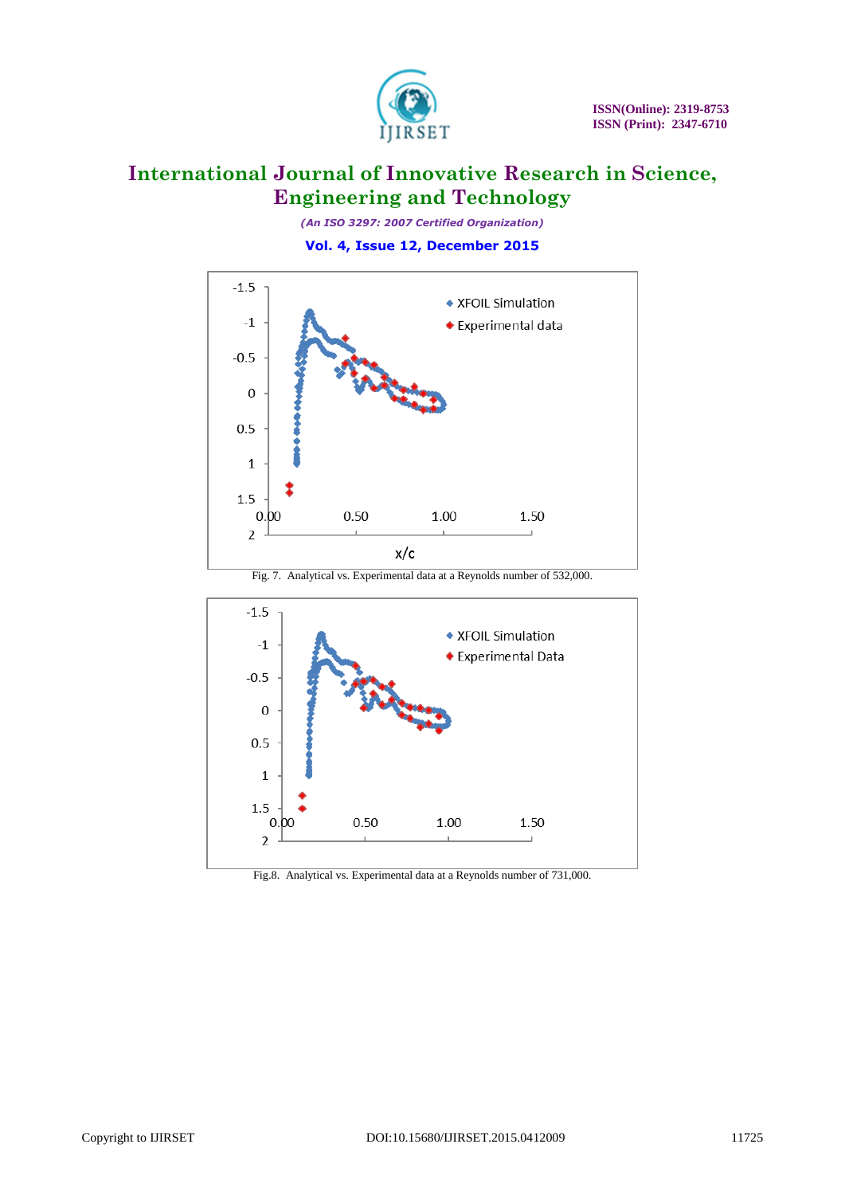Fig. 7. Analytical vs. Experimental data at a Reynolds number of 532,000.

Fig.8. Analytical vs. Experimental data at a Reynolds number of 731,000.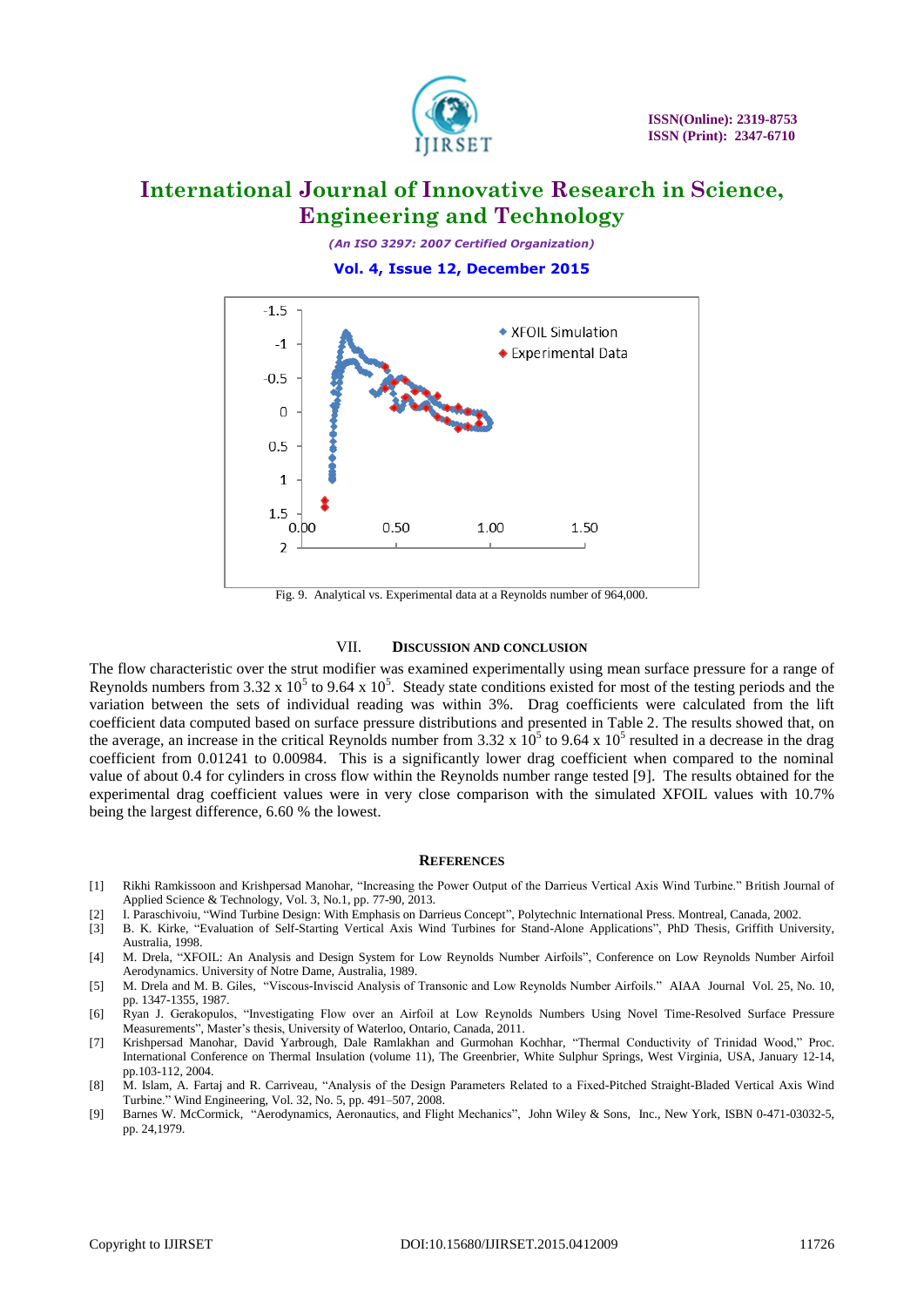-1.5
-1
-0.5
0
0.5
1
1.5
2
0.00
0.50
1.00
1.50
XFOIL Simulation
Experimental Data

Fig. 9. Analytical vs. Experimental data at a Reynolds number of 964,000.

## VII. DISCUSSION AND CONCLUSION

The flow characteristic over the strut modifier was examined experimentally using mean surface pressure for a range of Reynolds numbers from $3.32 \times 10^5$ to $9.64 \times 10^5$. Steady state conditions existed for most of the testing periods and the variation between the sets of individual reading was within 3%. Drag coefficients were calculated from the lift coefficient data computed based on surface pressure distributions and presented in Table 2. The results showed that, on the average, an increase in the critical Reynolds number from $3.32 \times 10^5$ to $9.64 \times 10^5$ resulted in a decrease in the drag coefficient from 0.01241 to 0.00984. This is a significantly lower drag coefficient when compared to the nominal value of about 0.4 for cylinders in cross flow within the Reynolds number range tested [9]. The results obtained for the experimental drag coefficient values were in very close comparison with the simulated XFOIL values with 10.7% being the largest difference, 6.60 % the lowest.

## REFERENCES

[1] Rikhi Ramkissoon and Krishpersad Manohar, "Increasing the Power Output of the Darrieus Vertical Axis Wind Turbine." British Journal of Applied Science & Technology, Vol. 3, No.1, pp. 77-90, 2013.

[2] I. Paraschivoiu, "Wind Turbine Design: With Emphasis on Darrieus Concept", Polytechnic International Press. Montreal, Canada, 2002.

[3] B. K. Kirke, "Evaluation of Self-Starting Vertical Axis Wind Turbines for Stand-Alone Applications", PhD Thesis, Griffith University, Australia, 1998.

[4] M. Drela, "XFOIL: An Analysis and Design System for Low Reynolds Number Airfoils", Conference on Low Reynolds Number Airfoil Aerodynamics. University of Notre Dame, Australia, 1989.

[5] M. Drela and M. B. Giles, "Viscous-Inviscid Analysis of Transonic and Low Reynolds Number Airfoils." AIAA Journal Vol. 25, No. 10, pp. 1347-1355, 1987.

[6] Ryan J. Gerakopulos, "Investigating Flow over an Airfoil at Low Reynolds Numbers Using Novel Time-Resolved Surface Pressure Measurements", Master's thesis, University of Waterloo, Ontario, Canada, 2011.

[7] Krishpersad Manohar, David Yarbrough, Dale Ramlakhan and Gurmohan Kochhar, "Thermal Conductivity of Trinidad Wood," Proc. International Conference on Thermal Insulation (volume 11), The Greenbrier, White Sulphur Springs, West Virginia, USA, January 12-14, pp.103-112, 2004.

[8] M. Islam, A. Fartaj and R. Carriveau, "Analysis of the Design Parameters Related to a Fixed-Pitched Straight-Bladed Vertical Axis Wind Turbine." Wind Engineering, Vol. 32, No. 5, pp. 491–507, 2008.

[9] Barnes W. McCormick, "Aerodynamics, Aeronautics, and Flight Mechanics", John Wiley & Sons, Inc., New York, ISBN 0-471-03032-5, pp. 24,1979.